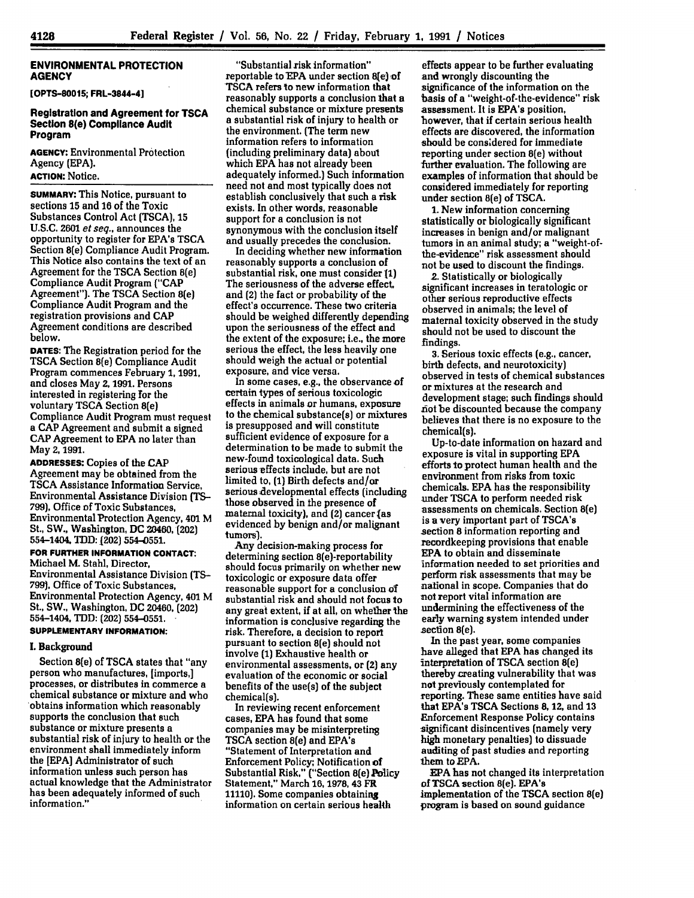## ENVIRONMENTAL PROTECTION AGENCY

[OPTS-80015; FRL-3844-4]

### Registration and Agreement for TSCA Section 8(e) Compliance Audit Program

**AGENCY:** Environmental Protection Agency (EPA).

**ACTION:** Notice.

**SUMMARY:** This Notice, pursuant to sections 15 and 16 of the Toxic Substances Control Act (TSCA), 15 U.S.C. 2601 *et seq.*, announces the opportunity to register for EPA's TSCA Section 8(e) Compliance Audit Program. This Notice also contains the text of an Agreement for the TSCA Section 8(e) Compliance Audit Program ("CAP Agreement"). The TSCA Section 8(e) Compliance Audit Program and the registration provisions and CAP Agreement conditions are described below.

**DATES:** The Registration period for the TSCA Section 8(e) Compliance Audit Program commences February 1, 1991, and closes May 2, 1991. Persons interested in registering for the voluntary TSCA Section 8(e) Compliance Audit Program must request a CAP Agreement and submit a signed CAP Agreement to EPA no later than May 2, 1991.

**ADDRESSES:** Copies of the CAP Agreement may be obtained from the TSCA Assistance Information Service, Environmental Assistance Division (TS-799), Office of Toxic Substances, Environmental Protection Agency, 401 M St., SW., Washington, DC 20460, (202) 554-1404, TDD: (202) 554-0551.

**FOR FURTHER INFORMATION CONTACT:** Michael M. Stahl, Director, Environmental Assistance Division (TS-799), Office of Toxic Substances, Environmental Protection Agency, 401 M St., SW., Washington, DC 20460, (202) 554-1404, TDD: (202) 554-0551.

**SUPPLEMENTARY INFORMATION:**

### I. Background

Section 8(e) of TSCA states that "any person who manufactures, [imports,] processes, or distributes in commerce a chemical substance or mixture and who obtains information which reasonably supports the conclusion that such substance or mixture presents a substantial risk of injury to health or the environment shall immediately inform the [EPA] Administrator of such information unless such person has actual knowledge that the Administrator has been adequately informed of such information."

"Substantial risk information" reportable to EPA under section 8(e) of TSCA refers to new information that reasonably supports a conclusion that a chemical substance or mixture presents a substantial risk of injury to health or the environment. (The term new information refers to information (including preliminary data) about which EPA has not already been adequately informed.) Such information need not and most typically does not establish conclusively that such a risk exists. In other words, reasonable support for a conclusion is not synonymous with the conclusion itself and usually precedes the conclusion.

In deciding whether new information reasonably supports a conclusion of substantial risk, one must consider (1) The seriousness of the adverse effect, and (2) the fact or probability of the effect's occurrence. These two criteria should be weighed differently depending upon the seriousness of the effect and the extent of the exposure; i.e., the more serious the effect, the less heavily one should weigh the actual or potential exposure, and vice versa.

In some cases, e.g., the observance of certain types of serious toxicologic effects in animals or humans, exposure to the chemical substance(s) or mixtures is presupposed and will constitute sufficient evidence of exposure for a determination to be made to submit the new-found toxicological data. Such serious effects include, but are not limited to, (1) Birth defects and/or serious developmental effects (including those observed in the presence of maternal toxicity), and (2) cancer (as evidenced by benign and/or malignant tumors).

Any decision-making process for determining section 8(e)-reportability should focus primarily on whether new toxicologic or exposure data offer reasonable support for a conclusion of substantial risk and should not focus to any great extent, if at all, on whether the information is conclusive regarding the risk. Therefore, a decision to report pursuant to section 8(e) should not involve (1) Exhaustive health or environmental assessments, or (2) any evaluation of the economic or social benefits of the use(s) of the subject chemical(s).

In reviewing recent enforcement cases, EPA has found that some companies may be misinterpreting TSCA section 8(e) and EPA's "Statement of Interpretation and Enforcement Policy; Notification of Substantial Risk," ("Section 8(e) Policy Statement," March 16, 1978, 43 FR 11110). Some companies obtaining information on certain serious health effects appear to be further evaluating and wrongly discounting the significance of the information on the basis of a "weight-of-the-evidence" risk assessment. It is EPA's position, however, that if certain serious health effects are discovered, the information should be considered for immediate reporting under section 8(e) without further evaluation. The following are examples of information that should be considered immediately for reporting under section 8(e) of TSCA.

1. New information concerning statistically or biologically significant increases in benign and/or malignant tumors in an animal study; a "weight-of-the-evidence" risk assessment should not be used to discount the findings.

2. Statistically or biologically significant increases in teratologic or other serious reproductive effects observed in animals; the level of maternal toxicity observed in the study should not be used to discount the findings.

3. Serious toxic effects (e.g., cancer, birth defects, and neurotoxicity) observed in tests of chemical substances or mixtures at the research and development stage; such findings should not be discounted because the company believes that there is no exposure to the chemical(s).

Up-to-date information on hazard and exposure is vital in supporting EPA efforts to protect human health and the environment from risks from toxic chemicals. EPA has the responsibility under TSCA to perform needed risk assessments on chemicals. Section 8(e) is a very important part of TSCA's section 8 information reporting and recordkeeping provisions that enable EPA to obtain and disseminate information needed to set priorities and perform risk assessments that may be national in scope. Companies that do not report vital information are undermining the effectiveness of the early warning system intended under section 8(e).

In the past year, some companies have alleged that EPA has changed its interpretation of TSCA section 8(e) thereby creating vulnerability that was not previously contemplated for reporting. These same entities have said that EPA's TSCA Sections 8, 12, and 13 Enforcement Response Policy contains significant disincentives (namely very high monetary penalties) to dissuade auditing of past studies and reporting them to EPA.

EPA has not changed its interpretation of TSCA section 8(e). EPA's implementation of the TSCA section 8(e) program is based on sound guidance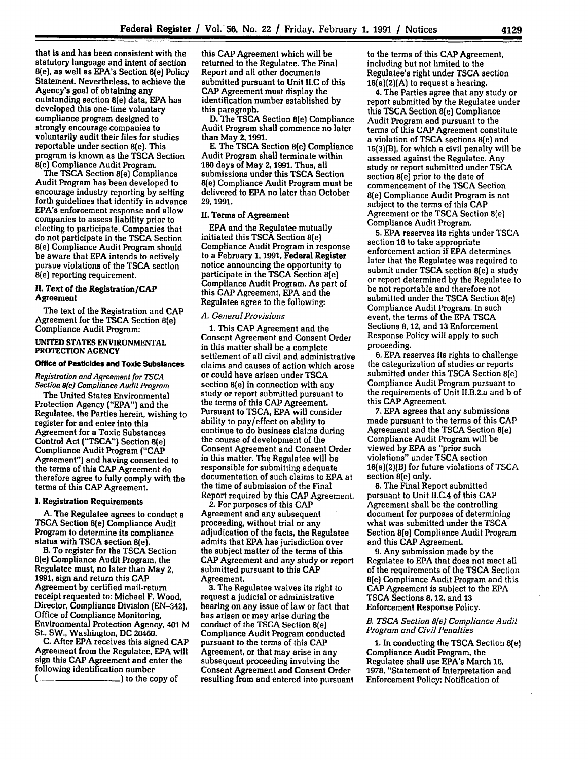that is and has been consistent with the statutory language and intent of section 8(e), as well as EPA's Section 8(e) Policy Statement. Nevertheless, to achieve the Agency's goal of obtaining any outstanding section 8(e) data, EPA has developed this one-time voluntary compliance program designed to strongly encourage companies to voluntarily audit their files for studies reportable under section 8(e). This program is known as the TSCA Section 8(e) Compliance Audit Program.

The TSCA Section 8(e) Compliance Audit Program has been developed to encourage industry reporting by setting forth guidelines that identify in advance EPA's enforcement response and allow companies to assess liability prior to electing to participate. Companies that do not participate in the TSCA Section 8(e) Compliance Audit Program should be aware that EPA intends to actively pursue violations of the TSCA section 8(e) reporting requirement.

## II. Text of the Registration/CAP Agreement

The text of the Registration and CAP Agreement for the TSCA Section 8(e) Compliance Audit Program:

UNITED STATES ENVIRONMENTAL PROTECTION AGENCY

**Office of Pesticides and Toxic Substances**

*Registration and Agreement for TSCA Section 8(e) Compliance Audit Program*

The United States Environmental Protection Agency ("EPA") and the Regulatee, the Parties herein, wishing to register for and enter into this Agreement for a Toxic Substances Control Act ("TSCA") Section 8(e) Compliance Audit Program ("CAP Agreement") and having consented to the terms of this CAP Agreement do therefore agree to fully comply with the terms of this CAP Agreement.

### I. Registration Requirements

A. The Regulatee agrees to conduct a TSCA Section 8(e) Compliance Audit Program to determine its compliance status with TSCA section 8(e).

B. To register for the TSCA Section 8(e) Compliance Audit Program, the Regulatee must, no later than May 2, 1991, sign and return this CAP Agreement by certified mail-return receipt requested to: Michael F. Wood, Director, Compliance Division (EN-342), Office of Compliance Monitoring, Environmental Protection Agency, 401 M St., SW., Washington, DC 20460.

C. After EPA receives this signed CAP Agreement from the Regulatee, EPA will sign this CAP Agreement and enter the following identification number (\_\_\_\_\_\_\_\_\_\_\_\_\_\_) to the copy of this CAP Agreement which will be returned to the Regulatee. The Final Report and all other documents submitted pursuant to Unit II.C of this CAP Agreement must display the identification number established by this paragraph.

D. The TSCA Section 8(e) Compliance Audit Program shall commence no later than May 2, 1991.

E. The TSCA Section 8(e) Compliance Audit Program shall terminate within 180 days of May 2, 1991. Thus, all submissions under this TSCA Section 8(e) Compliance Audit Program must be delivered to EPA no later than October 29, 1991.

### II. Terms of Agreement

EPA and the Regulatee mutually initiated this TSCA Section 8(e) Compliance Audit Program in response to a February 1, 1991, **Federal Register** notice announcing the opportunity to participate in the TSCA Section 8(e) Compliance Audit Program. As part of this CAP Agreement, EPA and the Regulatee agree to the following:

*A. General Provisions*

1. This CAP Agreement and the Consent Agreement and Consent Order in this matter shall be a complete settlement of all civil and administrative claims and causes of action which arose or could have arisen under TSCA section 8(e) in connection with any study or report submitted pursuant to the terms of this CAP Agreement. Pursuant to TSCA, EPA will consider ability to pay/effect on ability to continue to do business claims during the course of development of the Consent Agreement and Consent Order in this matter. The Regulatee will be responsible for submitting adequate documentation of such claims to EPA at the time of submission of the Final Report required by this CAP Agreement.

2. For purposes of this CAP Agreement and any subsequent proceeding, without trial or any adjudication of the facts, the Regulatee admits that EPA has jurisdiction over the subject matter of the terms of this CAP Agreement and any study or report submitted pursuant to this CAP Agreement.

3. The Regulatee waives its right to request a judicial or administrative hearing on any issue of law or fact that has arisen or may arise during the conduct of the TSCA Section 8(e) Compliance Audit Program conducted pursuant to the terms of this CAP Agreement, or that may arise in any subsequent proceeding involving the Consent Agreement and Consent Order resulting from and entered into pursuant to the terms of this CAP Agreement, including but not limited to the Regulatee's right under TSCA section 16(a)(2)(A) to request a hearing.

4. The Parties agree that any study or report submitted by the Regulatee under this TSCA Section 8(e) Compliance Audit Program and pursuant to the terms of this CAP Agreement constitute a violation of TSCA sections 8(e) and 15(3)(B), for which a civil penalty will be assessed against the Regulatee. Any study or report submitted under TSCA section 8(e) prior to the date of commencement of the TSCA Section 8(e) Compliance Audit Program is not subject to the terms of this CAP Agreement or the TSCA Section 8(e) Compliance Audit Program.

5. EPA reserves its rights under TSCA section 16 to take appropriate enforcement action if EPA determines later that the Regulatee was required to submit under TSCA section 8(e) a study or report determined by the Regulatee to be not reportable and therefore not submitted under the TSCA Section 8(e) Compliance Audit Program. In such event, the terms of the EPA TSCA Sections 8, 12, and 13 Enforcement Response Policy will apply to such proceeding.

6. EPA reserves its rights to challenge the categorization of studies or reports submitted under this TSCA Section 8(e) Compliance Audit Program pursuant to the requirements of Unit II.B.2.a and b of this CAP Agreement.

7. EPA agrees that any submissions made pursuant to the terms of this CAP Agreement and the TSCA Section 8(e) Compliance Audit Program will be viewed by EPA as "prior such violations" under TSCA section 16(a)(2)(B) for future violations of TSCA section 8(e) only.

8. The Final Report submitted pursuant to Unit II.C.4 of this CAP Agreement shall be the controlling document for purposes of determining what was submitted under the TSCA Section 8(e) Compliance Audit Program and this CAP Agreement.

9. Any submission made by the Regulatee to EPA that does not meet all of the requirements of the TSCA Section 8(e) Compliance Audit Program and this CAP Agreement is subject to the EPA TSCA Sections 8, 12, and 13 Enforcement Response Policy.

*B. TSCA Section 8(e) Compliance Audit Program and Civil Penalties*

1. In conducting the TSCA Section 8(e) Compliance Audit Program, the Regulatee shall use EPA's March 16, 1978, "Statement of Interpretation and Enforcement Policy; Notification of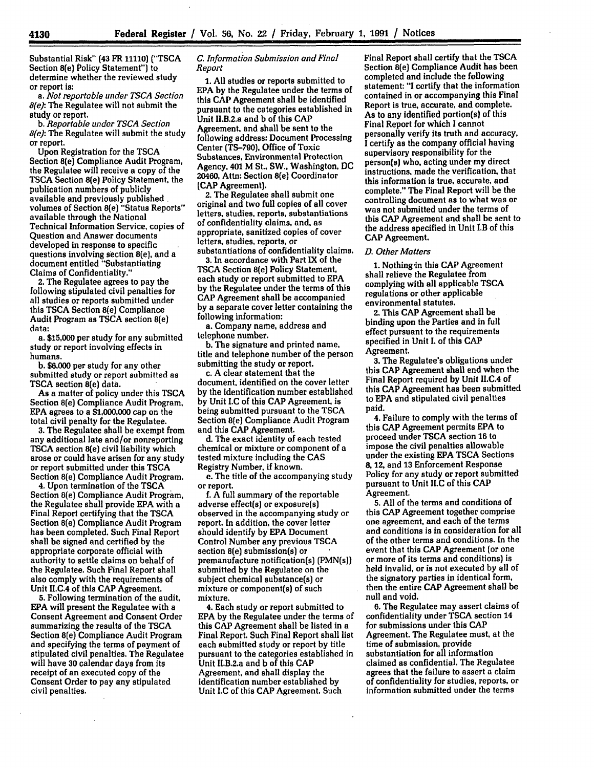Substantial Risk" (43 FR 11110) ("TSCA Section 8(e) Policy Statement") to determine whether the reviewed study or report is:

a. *Not reportable under TSCA Section 8(e)*: The Regulatee will not submit the study or report.

b. *Reportable under TSCA Section 8(e)*: The Regulatee will submit the study or report.

Upon Registration for the TSCA Section 8(e) Compliance Audit Program, the Regulatee will receive a copy of the TSCA Section 8(e) Policy Statement, the publication numbers of publicly available and previously published volumes of Section 8(e) "Status Reports" available through the National Technical Information Service, copies of Question and Answer documents developed in response to specific questions involving section 8(e), and a document entitled "Substantiating Claims of Confidentiality."

2. The Regulatee agrees to pay the following stipulated civil penalties for all studies or reports submitted under this TSCA Section 8(e) Compliance Audit Program as TSCA section 8(e) data:

a. $15,000 per study for any submitted study or report involving effects in humans.

b. $6,000 per study for any other submitted study or report submitted as TSCA section 8(e) data.

As a matter of policy under this TSCA Section 8(e) Compliance Audit Program, EPA agrees to a $1,000,000 cap on the total civil penalty for the Regulatee.

3. The Regulatee shall be exempt from any additional late and/or nonreporting TSCA section 8(e) civil liability which arose or could have arisen for any study or report submitted under this TSCA Section 8(e) Compliance Audit Program.

4. Upon termination of the TSCA Section 8(e) Compliance Audit Program, the Regulatee shall provide EPA with a Final Report certifying that the TSCA Section 8(e) Compliance Audit Program has been completed. Such Final Report shall be signed and certified by the appropriate corporate official with authority to settle claims on behalf of the Regulatee. Such Final Report shall also comply with the requirements of Unit II.C.4 of this CAP Agreement.

5. Following termination of the audit, EPA will present the Regulatee with a Consent Agreement and Consent Order summarizing the results of the TSCA Section 8(e) Compliance Audit Program and specifying the terms of payment of stipulated civil penalties. The Regulatee will have 30 calendar days from its receipt of an executed copy of the Consent Order to pay any stipulated civil penalties.

*C. Information Submission and Final Report*

1. All studies or reports submitted to EPA by the Regulatee under the terms of this CAP Agreement shall be identified pursuant to the categories established in Unit II.B.2.a and b of this CAP Agreement, and shall be sent to the following address: Document Processing Center (TS-790), Office of Toxic Substances, Environmental Protection Agency, 401 M St., SW., Washington, DC 20460, Attn: Section 8(e) Coordinator (CAP Agreement).

2. The Regulatee shall submit one original and two full copies of all cover letters, studies, reports, substantiations of confidentiality claims, and, as appropriate, sanitized copies of cover letters, studies, reports, or substantiations of confidentiality claims.

3. In accordance with Part IX of the TSCA Section 8(e) Policy Statement, each study or report submitted to EPA by the Regulatee under the terms of this CAP Agreement shall be accompanied by a separate cover letter containing the following information:

a. Company name, address and telephone number.

b. The signature and printed name, title and telephone number of the person submitting the study or report.

c. A clear statement that the document, identified on the cover letter by the identification number established by Unit I.C of this CAP Agreement, is being submitted pursuant to the TSCA Section 8(e) Compliance Audit Program and this CAP Agreement.

d. The exact identity of each tested chemical or mixture or component of a tested mixture including the CAS Registry Number, if known.

e. The title of the accompanying study or report.

f. A full summary of the reportable adverse effect(s) or exposure(s) observed in the accompanying study or report. In addition, the cover letter should identify by EPA Document Control Number any previous TSCA section 8(e) submission(s) or premanufacture notification(s) (PMN(s)) submitted by the Regulatee on the subject chemical substance(s) or mixture or component(s) of such mixture.

4. Each study or report submitted to EPA by the Regulatee under the terms of this CAP Agreement shall be listed in a Final Report. Such Final Report shall list each submitted study or report by title pursuant to the categories established in Unit II.B.2.a and b of this CAP Agreement, and shall display the identification number established by Unit I.C of this CAP Agreement. Such Final Report shall certify that the TSCA Section 8(e) Compliance Audit has been completed and include the following statement: "I certify that the information contained in or accompanying this Final Report is true, accurate, and complete. As to any identified portion(s) of this Final Report for which I cannot personally verify its truth and accuracy, I certify as the company official having supervisory responsibility for the person(s) who, acting under my direct instructions, made the verification, that this information is true, accurate, and complete." The Final Report will be the controlling document as to what was or was not submitted under the terms of this CAP Agreement and shall be sent to the address specified in Unit I.B of this CAP Agreement.

*D. Other Matters*

1. Nothing in this CAP Agreement shall relieve the Regulatee from complying with all applicable TSCA regulations or other applicable environmental statutes.

2. This CAP Agreement shall be binding upon the Parties and in full effect pursuant to the requirements specified in Unit I. of this CAP Agreement.

3. The Regulatee's obligations under this CAP Agreement shall end when the Final Report required by Unit II.C.4 of this CAP Agreement has been submitted to EPA and stipulated civil penalties paid.

4. Failure to comply with the terms of this CAP Agreement permits EPA to proceed under TSCA section 16 to impose the civil penalties allowable under the existing EPA TSCA Sections 8, 12, and 13 Enforcement Response Policy for any study or report submitted pursuant to Unit II.C of this CAP Agreement.

5. All of the terms and conditions of this CAP Agreement together comprise one agreement, and each of the terms and conditions is in consideration for all of the other terms and conditions. In the event that this CAP Agreement (or one or more of its terms and conditions) is held invalid, or is not executed by all of the signatory parties in identical form, then the entire CAP Agreement shall be null and void.

6. The Regulatee may assert claims of confidentiality under TSCA section 14 for submissions under this CAP Agreement. The Regulatee must, at the time of submission, provide substantiation for all information claimed as confidential. The Regulatee agrees that the failure to assert a claim of confidentiality for studies, reports, or information submitted under the terms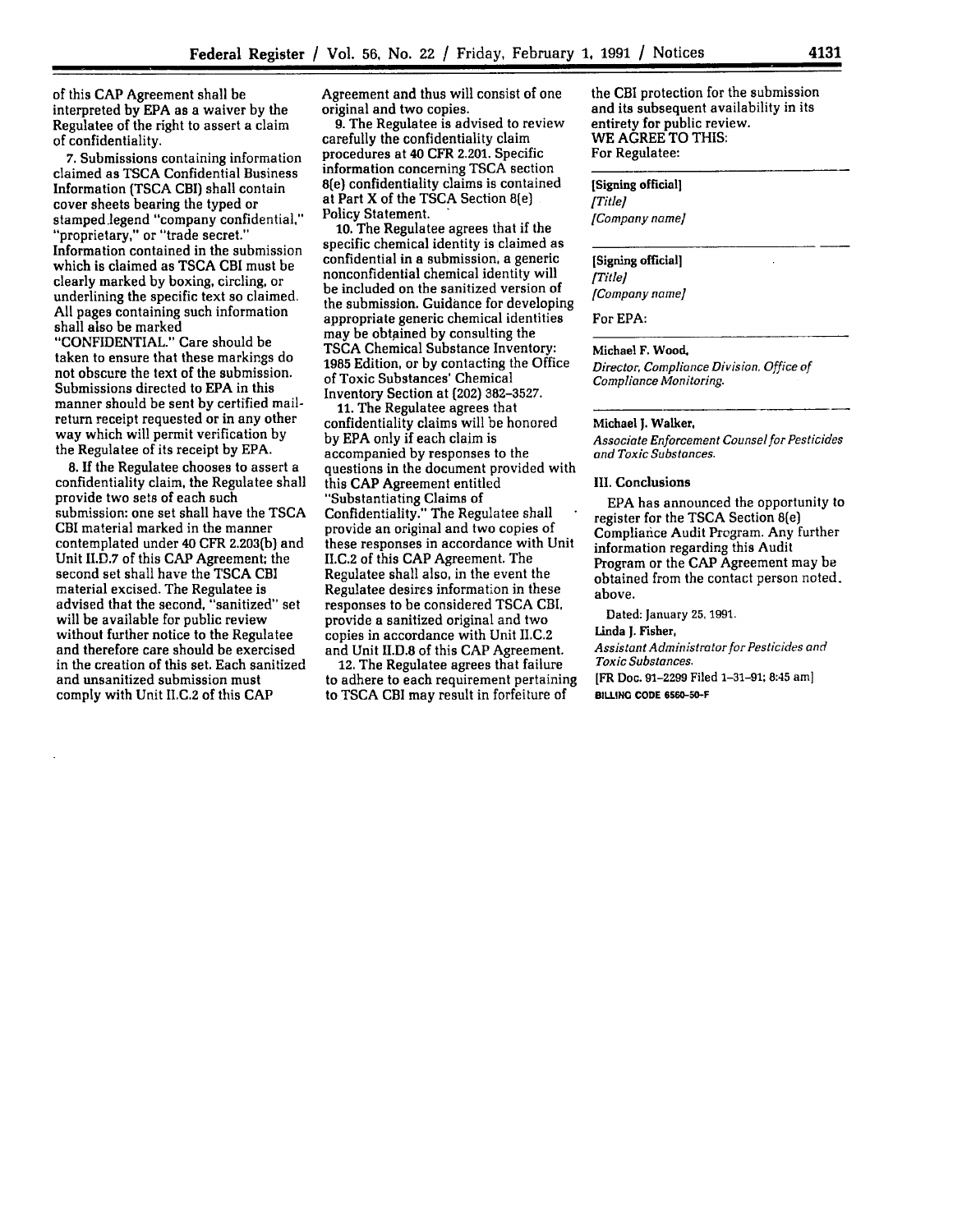of this CAP Agreement shall be interpreted by EPA as a waiver by the Regulatee of the right to assert a claim of confidentiality.

7. Submissions containing information claimed as TSCA Confidential Business Information (TSCA CBI) shall contain cover sheets bearing the typed or stamped legend "company confidential," "proprietary," or "trade secret." Information contained in the submission which is claimed as TSCA CBI must be clearly marked by boxing, circling, or underlining the specific text so claimed. All pages containing such information shall also be marked "CONFIDENTIAL." Care should be taken to ensure that these markings do not obscure the text of the submission. Submissions directed to EPA in this manner should be sent by certified mail-return receipt requested or in any other way which will permit verification by the Regulatee of its receipt by EPA.

8. If the Regulatee chooses to assert a confidentiality claim, the Regulatee shall provide two sets of each such submission: one set shall have the TSCA CBI material marked in the manner contemplated under 40 CFR 2.203(b) and Unit II.D.7 of this CAP Agreement; the second set shall have the TSCA CBI material excised. The Regulatee is advised that the second, "sanitized" set will be available for public review without further notice to the Regulatee and therefore care should be exercised in the creation of this set. Each sanitized and unsanitized submission must comply with Unit II.C.2 of this CAP Agreement and thus will consist of one original and two copies.

9. The Regulatee is advised to review carefully the confidentiality claim procedures at 40 CFR 2.201. Specific information concerning TSCA section 8(e) confidentiality claims is contained at Part X of the TSCA Section 8(e) Policy Statement.

10. The Regulatee agrees that if the specific chemical identity is claimed as confidential in a submission, a generic nonconfidential chemical identity will be included on the sanitized version of the submission. Guidance for developing appropriate generic chemical identities may be obtained by consulting the TSCA Chemical Substance Inventory: 1985 Edition, or by contacting the Office of Toxic Substances' Chemical Inventory Section at (202) 382-3527.

11. The Regulatee agrees that confidentiality claims will be honored by EPA only if each claim is accompanied by responses to the questions in the document provided with this CAP Agreement entitled "Substantiating Claims of Confidentiality." The Regulatee shall provide an original and two copies of these responses in accordance with Unit II.C.2 of this CAP Agreement. The Regulatee shall also, in the event the Regulatee desires information in these responses to be considered TSCA CBI, provide a sanitized original and two copies in accordance with Unit II.C.2 and Unit II.D.8 of this CAP Agreement.

12. The Regulatee agrees that failure to adhere to each requirement pertaining to TSCA CBI may result in forfeiture of the CBI protection for the submission and its subsequent availability in its entirety for public review.

WE AGREE TO THIS:

For Regulatee:

**[Signing official]**
*[Title]*
*[Company name]*

**[Signing official]**
*[Title]*
*[Company name]*

For EPA:

**Michael F. Wood,**
*Director, Compliance Division, Office of Compliance Monitoring.*

**Michael J. Walker,**
*Associate Enforcement Counsel for Pesticides and Toxic Substances.*

## III. Conclusions

EPA has announced the opportunity to register for the TSCA Section 8(e) Compliance Audit Program. Any further information regarding this Audit Program or the CAP Agreement may be obtained from the contact person noted above.

Dated: January 25, 1991.

**Linda J. Fisher,**
*Assistant Administrator for Pesticides and Toxic Substances.*

[FR Doc. 91-2299 Filed 1-31-91; 8:45 am]

BILLING CODE 6560-50-F